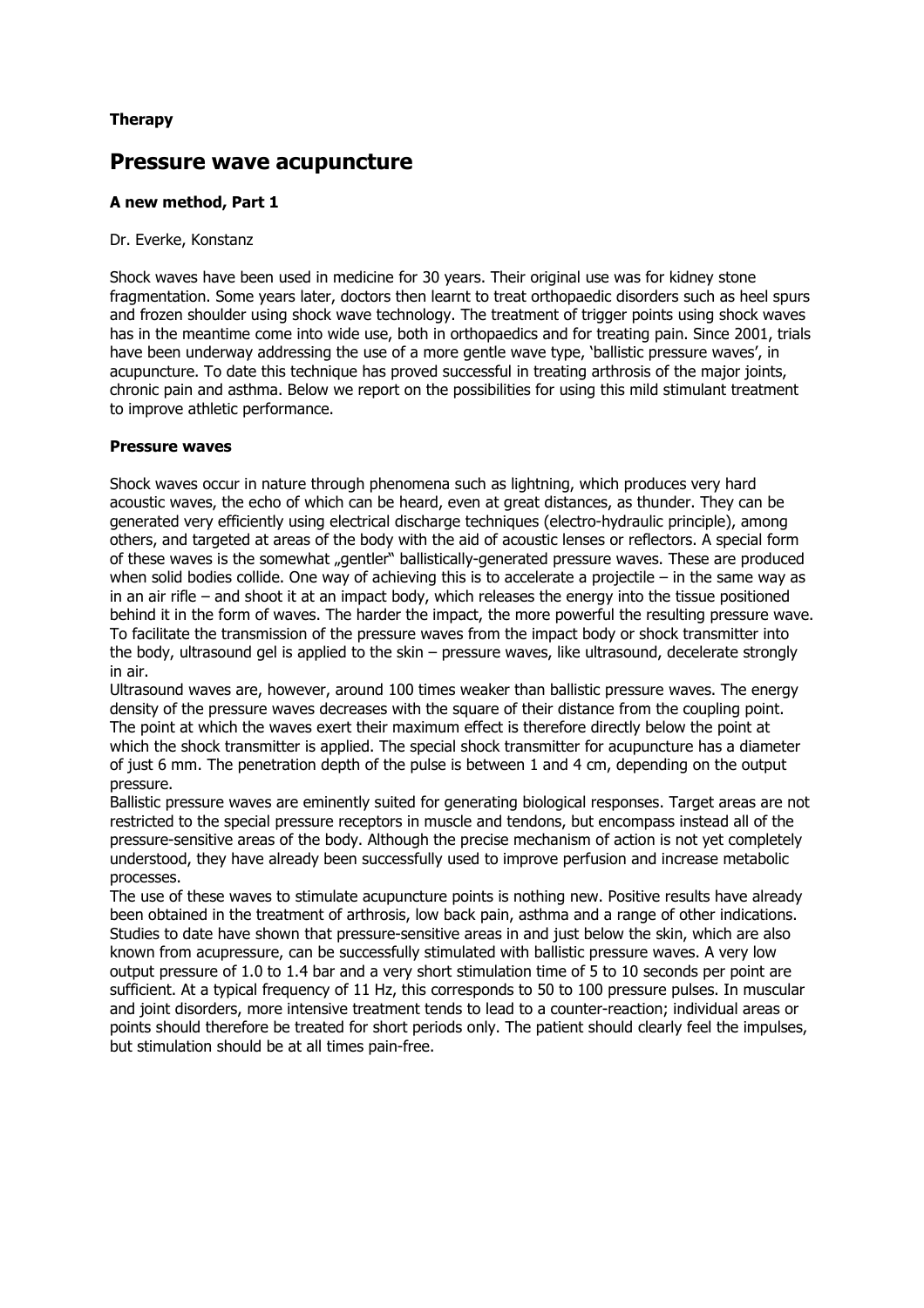**Therapy**

# Pressure wave acupuncture

### A new method, Part 1

Dr. Everke, Konstanz

Shock waves have been used in medicine for 30 years. Their original use was for kidney stone fragmentation. Some years later, doctors then learnt to treat orthopaedic disorders such as heel spurs and frozen shoulder using shock wave technology. The treatment of trigger points using shock waves has in the meantime come into wide use, both in orthopaedics and for treating pain. Since 2001, trials have been underway addressing the use of a more gentle wave type, 'ballistic pressure waves', in acupuncture. To date this technique has proved successful in treating arthrosis of the major joints, chronic pain and asthma. Below we report on the possibilities for using this mild stimulant treatment to improve athletic performance.

### Pressure waves

Shock waves occur in nature through phenomena such as lightning, which produces very hard acoustic waves, the echo of which can be heard, even at great distances, as thunder. They can be generated very efficiently using electrical discharge techniques (electro-hydraulic principle), among others, and targeted at areas of the body with the aid of acoustic lenses or reflectors. A special form of these waves is the somewhat „gentler" ballistically-generated pressure waves. These are produced when solid bodies collide. One way of achieving this is to accelerate a projectile – in the same way as in an air rifle – and shoot it at an impact body, which releases the energy into the tissue positioned behind it in the form of waves. The harder the impact, the more powerful the resulting pressure wave. To facilitate the transmission of the pressure waves from the impact body or shock transmitter into the body, ultrasound gel is applied to the skin – pressure waves, like ultrasound, decelerate strongly in air.

Ultrasound waves are, however, around 100 times weaker than ballistic pressure waves. The energy density of the pressure waves decreases with the square of their distance from the coupling point. The point at which the waves exert their maximum effect is therefore directly below the point at which the shock transmitter is applied. The special shock transmitter for acupuncture has a diameter of just 6 mm. The penetration depth of the pulse is between 1 and 4 cm, depending on the output pressure.

Ballistic pressure waves are eminently suited for generating biological responses. Target areas are not restricted to the special pressure receptors in muscle and tendons, but encompass instead all of the pressure-sensitive areas of the body. Although the precise mechanism of action is not yet completely understood, they have already been successfully used to improve perfusion and increase metabolic processes.

The use of these waves to stimulate acupuncture points is nothing new. Positive results have already been obtained in the treatment of arthrosis, low back pain, asthma and a range of other indications. Studies to date have shown that pressure-sensitive areas in and just below the skin, which are also known from acupressure, can be successfully stimulated with ballistic pressure waves. A very low output pressure of 1.0 to 1.4 bar and a very short stimulation time of 5 to 10 seconds per point are sufficient. At a typical frequency of 11 Hz, this corresponds to 50 to 100 pressure pulses. In muscular and joint disorders, more intensive treatment tends to lead to a counter-reaction; individual areas or points should therefore be treated for short periods only. The patient should clearly feel the impulses, but stimulation should be at all times pain-free.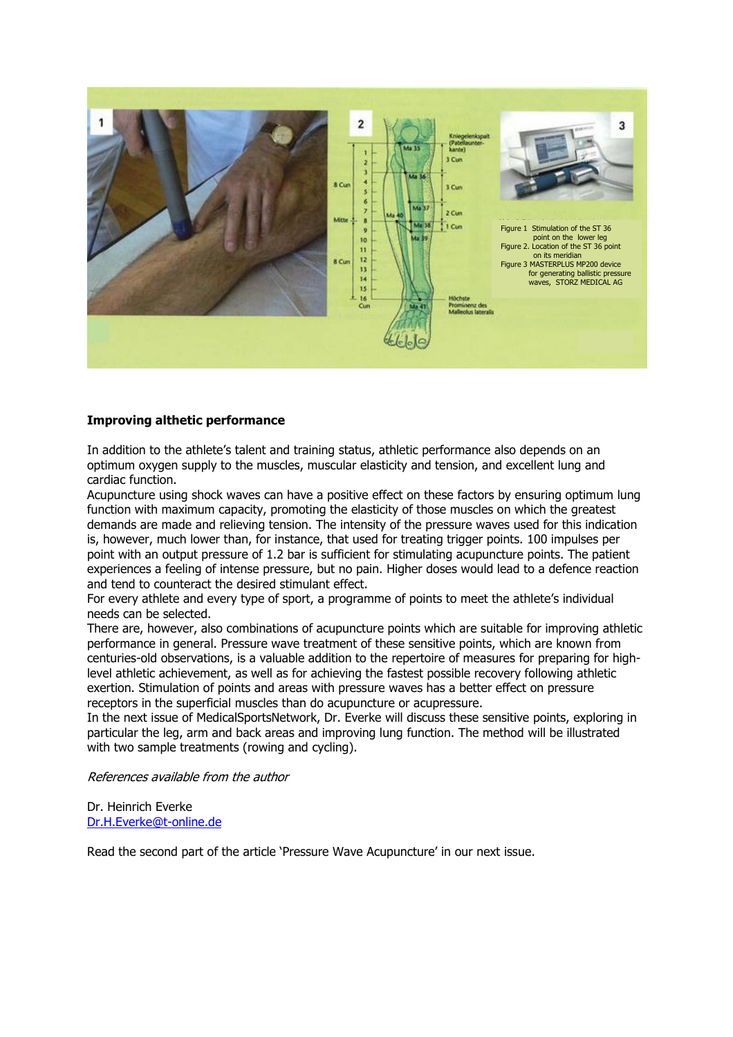Figure 1 Stimulation of the ST 36 point on the lower leg
Figure 2. Location of the ST 36 point on its meridian
Figure 3 MASTERPLUS MP200 device for generating ballistic pressure waves, STORZ MEDICAL AG

**Improving althetic performance**

In addition to the athlete's talent and training status, athletic performance also depends on an optimum oxygen supply to the muscles, muscular elasticity and tension, and excellent lung and cardiac function.
Acupuncture using shock waves can have a positive effect on these factors by ensuring optimum lung function with maximum capacity, promoting the elasticity of those muscles on which the greatest demands are made and relieving tension. The intensity of the pressure waves used for this indication is, however, much lower than, for instance, that used for treating trigger points. 100 impulses per point with an output pressure of 1.2 bar is sufficient for stimulating acupuncture points. The patient experiences a feeling of intense pressure, but no pain. Higher doses would lead to a defence reaction and tend to counteract the desired stimulant effect.
For every athlete and every type of sport, a programme of points to meet the athlete's individual needs can be selected.
There are, however, also combinations of acupuncture points which are suitable for improving athletic performance in general. Pressure wave treatment of these sensitive points, which are known from centuries-old observations, is a valuable addition to the repertoire of measures for preparing for high-level athletic achievement, as well as for achieving the fastest possible recovery following athletic exertion. Stimulation of points and areas with pressure waves has a better effect on pressure receptors in the superficial muscles than do acupuncture or acupressure.
In the next issue of MedicalSportsNetwork, Dr. Everke will discuss these sensitive points, exploring in particular the leg, arm and back areas and improving lung function. The method will be illustrated with two sample treatments (rowing and cycling).

*References available from the author*

Dr. Heinrich Everke
Dr.H.Everke@t-online.de

Read the second part of the article 'Pressure Wave Acupuncture' in our next issue.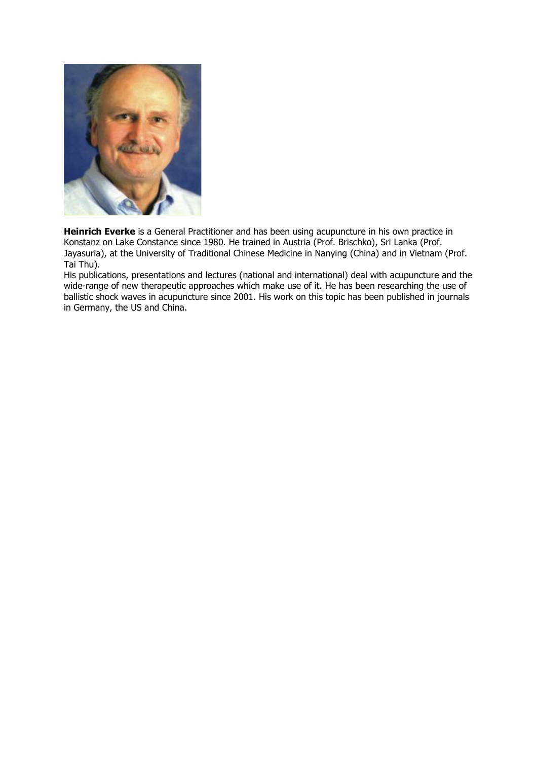**Heinrich Everke** is a General Practitioner and has been using acupuncture in his own practice in Konstanz on Lake Constance since 1980. He trained in Austria (Prof. Brischko), Sri Lanka (Prof. Jayasuria), at the University of Traditional Chinese Medicine in Nanying (China) and in Vietnam (Prof. Tai Thu).

His publications, presentations and lectures (national and international) deal with acupuncture and the wide-range of new therapeutic approaches which make use of it. He has been researching the use of ballistic shock waves in acupuncture since 2001. His work on this topic has been published in journals in Germany, the US and China.